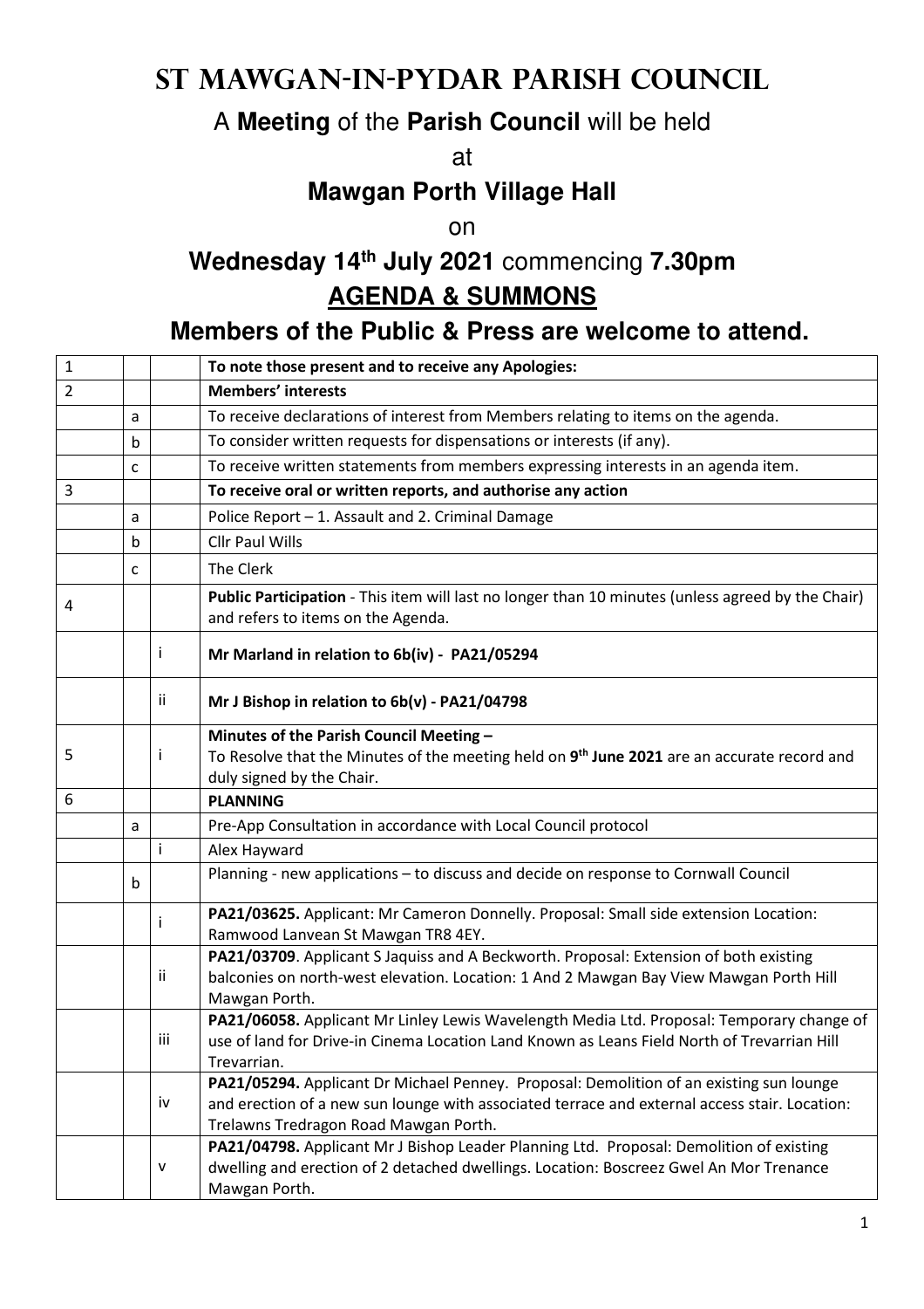# ST MAWGAN-IN-PYDAR PARISH COUNCIL

A **Meeting** of the **Parish Council** will be held

at

**Mawgan Porth Village Hall**

on

**Wednesday 14th July 2021** commencing **7.30pm**

## <u>AGENDA & SUMMONS</u>

**Members of the Public & Press are welcome to attend.**

| | | | |
|---|---|---|---|
| 1 | | | **To note those present and to receive any Apologies:** |
| 2 | | | **Members' interests** |
| | a | | To receive declarations of interest from Members relating to items on the agenda. |
| | b | | To consider written requests for dispensations or interests (if any). |
| | c | | To receive written statements from members expressing interests in an agenda item. |
| 3 | | | **To receive oral or written reports, and authorise any action** |
| | a | | Police Report – 1. Assault and 2. Criminal Damage |
| | b | | Cllr Paul Wills |
| | c | | The Clerk |
| 4 | | | **Public Participation** - This item will last no longer than 10 minutes (unless agreed by the Chair) and refers to items on the Agenda. |
| | | i | **Mr Marland in relation to 6b(iv) - PA21/05294** |
| | | ii | **Mr J Bishop in relation to 6b(v) - PA21/04798** |
| 5 | | i | **Minutes of the Parish Council Meeting –** To Resolve that the Minutes of the meeting held on **9th June 2021** are an accurate record and duly signed by the Chair. |
| 6 | | | **PLANNING** |
| | a | | Pre-App Consultation in accordance with Local Council protocol |
| | | i | Alex Hayward |
| | b | | Planning - new applications – to discuss and decide on response to Cornwall Council |
| | | i | **PA21/03625.** Applicant: Mr Cameron Donnelly. Proposal: Small side extension Location: Ramwood Lanvean St Mawgan TR8 4EY. |
| | | ii | **PA21/03709**. Applicant S Jaquiss and A Beckworth. Proposal: Extension of both existing balconies on north-west elevation. Location: 1 And 2 Mawgan Bay View Mawgan Porth Hill Mawgan Porth. |
| | | iii | **PA21/06058.** Applicant Mr Linley Lewis Wavelength Media Ltd. Proposal: Temporary change of use of land for Drive-in Cinema Location Land Known as Leans Field North of Trevarrian Hill Trevarrian. |
| | | iv | **PA21/05294.** Applicant Dr Michael Penney. Proposal: Demolition of an existing sun lounge and erection of a new sun lounge with associated terrace and external access stair. Location: Trelawns Tredragon Road Mawgan Porth. |
| | | v | **PA21/04798.** Applicant Mr J Bishop Leader Planning Ltd. Proposal: Demolition of existing dwelling and erection of 2 detached dwellings. Location: Boscreez Gwel An Mor Trenance Mawgan Porth. |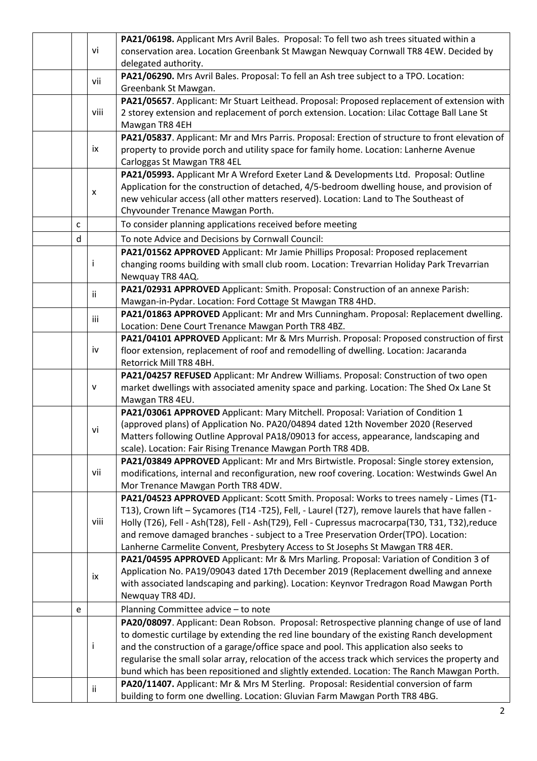| | | | |
|---|---|---|---|
| | | vi | **PA21/06198.** Applicant Mrs Avril Bales. Proposal: To fell two ash trees situated within a conservation area. Location Greenbank St Mawgan Newquay Cornwall TR8 4EW. Decided by delegated authority. |
| | | vii | **PA21/06290.** Mrs Avril Bales. Proposal: To fell an Ash tree subject to a TPO. Location: Greenbank St Mawgan. |
| | | viii | **PA21/05657**. Applicant: Mr Stuart Leithead. Proposal: Proposed replacement of extension with 2 storey extension and replacement of porch extension. Location: Lilac Cottage Ball Lane St Mawgan TR8 4EH |
| | | ix | **PA21/05837**. Applicant: Mr and Mrs Parris. Proposal: Erection of structure to front elevation of property to provide porch and utility space for family home. Location: Lanherne Avenue Carloggas St Mawgan TR8 4EL |
| | | x | **PA21/05993.** Applicant Mr A Wreford Exeter Land & Developments Ltd. Proposal: Outline Application for the construction of detached, 4/5-bedroom dwelling house, and provision of new vehicular access (all other matters reserved). Location: Land to The Southeast of Chyvounder Trenance Mawgan Porth. |
| | c | | To consider planning applications received before meeting |
| | d | | To note Advice and Decisions by Cornwall Council: |
| | | i | **PA21/01562 APPROVED** Applicant: Mr Jamie Phillips Proposal: Proposed replacement changing rooms building with small club room. Location: Trevarrian Holiday Park Trevarrian Newquay TR8 4AQ. |
| | | ii | **PA21/02931 APPROVED** Applicant: Smith. Proposal: Construction of an annexe Parish: Mawgan-in-Pydar. Location: Ford Cottage St Mawgan TR8 4HD. |
| | | iii | **PA21/01863 APPROVED** Applicant: Mr and Mrs Cunningham. Proposal: Replacement dwelling. Location: Dene Court Trenance Mawgan Porth TR8 4BZ. |
| | | iv | **PA21/04101 APPROVED** Applicant: Mr & Mrs Murrish. Proposal: Proposed construction of first floor extension, replacement of roof and remodelling of dwelling. Location: Jacaranda Retorrick Mill TR8 4BH. |
| | | v | **PA21/04257 REFUSED** Applicant: Mr Andrew Williams. Proposal: Construction of two open market dwellings with associated amenity space and parking. Location: The Shed Ox Lane St Mawgan TR8 4EU. |
| | | vi | **PA21/03061 APPROVED** Applicant: Mary Mitchell. Proposal: Variation of Condition 1 (approved plans) of Application No. PA20/04894 dated 12th November 2020 (Reserved Matters following Outline Approval PA18/09013 for access, appearance, landscaping and scale). Location: Fair Rising Trenance Mawgan Porth TR8 4DB. |
| | | vii | **PA21/03849 APPROVED** Applicant: Mr and Mrs Birtwistle. Proposal: Single storey extension, modifications, internal and reconfiguration, new roof covering. Location: Westwinds Gwel An Mor Trenance Mawgan Porth TR8 4DW. |
| | | viii | **PA21/04523 APPROVED** Applicant: Scott Smith. Proposal: Works to trees namely - Limes (T1-T13), Crown lift – Sycamores (T14 -T25), Fell, - Laurel (T27), remove laurels that have fallen - Holly (T26), Fell - Ash(T28), Fell - Ash(T29), Fell - Cupressus macrocarpa(T30, T31, T32),reduce and remove damaged branches - subject to a Tree Preservation Order(TPO). Location: Lanherne Carmelite Convent, Presbytery Access to St Josephs St Mawgan TR8 4ER. |
| | | ix | **PA21/04595 APPROVED** Applicant: Mr & Mrs Marling. Proposal: Variation of Condition 3 of Application No. PA19/09043 dated 17th December 2019 (Replacement dwelling and annexe with associated landscaping and parking). Location: Keynvor Tredragon Road Mawgan Porth Newquay TR8 4DJ. |
| | e | | Planning Committee advice – to note |
| | | i | **PA20/08097**. Applicant: Dean Robson. Proposal: Retrospective planning change of use of land to domestic curtilage by extending the red line boundary of the existing Ranch development and the construction of a garage/office space and pool. This application also seeks to regularise the small solar array, relocation of the access track which services the property and bund which has been repositioned and slightly extended. Location: The Ranch Mawgan Porth. |
| | | ii | **PA20/11407.** Applicant: Mr & Mrs M Sterling. Proposal: Residential conversion of farm building to form one dwelling. Location: Gluvian Farm Mawgan Porth TR8 4BG. |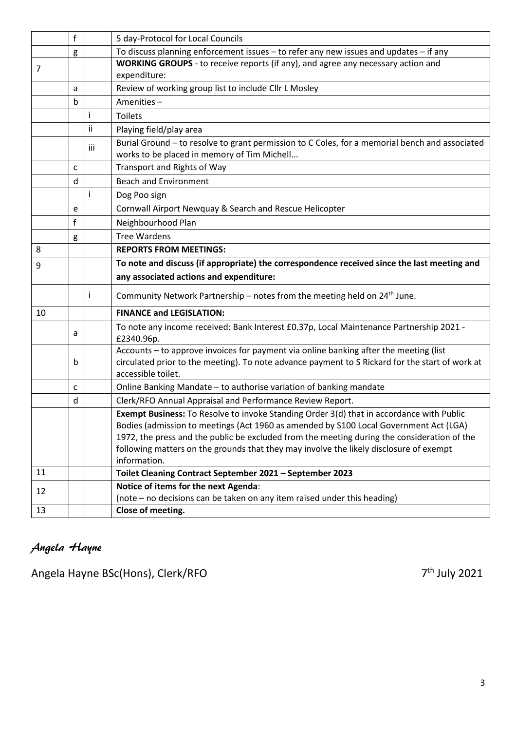| | | | |
|---|---|---|---|
| | f | | 5 day-Protocol for Local Councils |
| | g | | To discuss planning enforcement issues – to refer any new issues and updates – if any |
| 7 | | | **WORKING GROUPS** - to receive reports (if any), and agree any necessary action and expenditure: |
| | a | | Review of working group list to include Cllr L Mosley |
| | b | | Amenities – |
| | | i | Toilets |
| | | ii | Playing field/play area |
| | | iii | Burial Ground – to resolve to grant permission to C Coles, for a memorial bench and associated works to be placed in memory of Tim Michell... |
| | c | | Transport and Rights of Way |
| | d | | Beach and Environment |
| | | i | Dog Poo sign |
| | e | | Cornwall Airport Newquay & Search and Rescue Helicopter |
| | f | | Neighbourhood Plan |
| | g | | Tree Wardens |
| 8 | | | **REPORTS FROM MEETINGS:** |
| 9 | | | **To note and discuss (if appropriate) the correspondence received since the last meeting and any associated actions and expenditure:** |
| | | i | Community Network Partnership – notes from the meeting held on 24th June. |
| 10 | | | **FINANCE and LEGISLATION:** |
| | a | | To note any income received: Bank Interest £0.37p, Local Maintenance Partnership 2021 - £2340.96p. |
| | b | | Accounts – to approve invoices for payment via online banking after the meeting (list circulated prior to the meeting). To note advance payment to S Rickard for the start of work at accessible toilet. |
| | c | | Online Banking Mandate – to authorise variation of banking mandate |
| | d | | Clerk/RFO Annual Appraisal and Performance Review Report. |
| | | | **Exempt Business:** To Resolve to invoke Standing Order 3(d) that in accordance with Public Bodies (admission to meetings (Act 1960 as amended by S100 Local Government Act (LGA) 1972, the press and the public be excluded from the meeting during the consideration of the following matters on the grounds that they may involve the likely disclosure of exempt information. |
| 11 | | | **Toilet Cleaning Contract September 2021 – September 2023** |
| 12 | | | **Notice of items for the next Agenda**: (note – no decisions can be taken on any item raised under this heading) |
| 13 | | | **Close of meeting.** |

*Angela Hayne*

Angela Hayne BSc(Hons), Clerk/RFO

7th July 2021